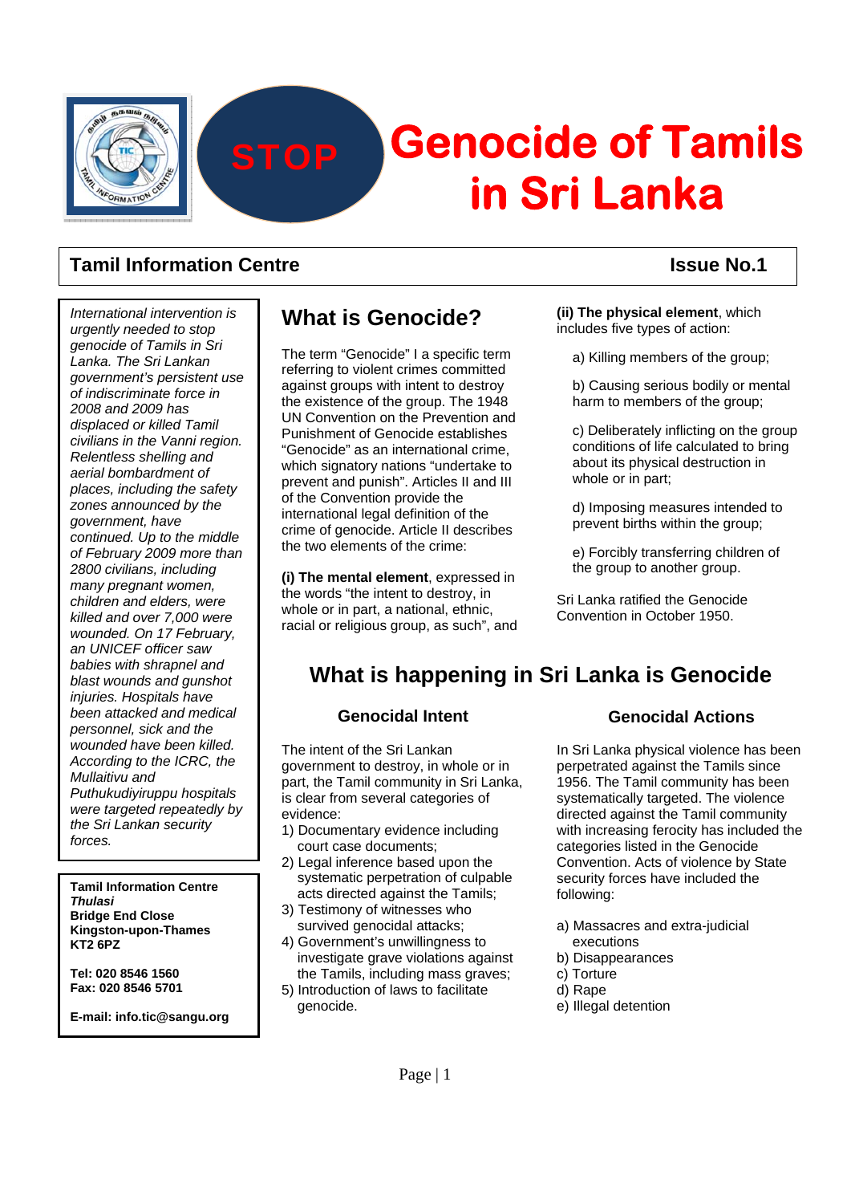# STOP Genocide of Tamils in Sri Lanka

**Tamil Information Centre** **Issue No.1**

*International intervention is urgently needed to stop genocide of Tamils in Sri Lanka. The Sri Lankan government's persistent use of indiscriminate force in 2008 and 2009 has displaced or killed Tamil civilians in the Vanni region. Relentless shelling and aerial bombardment of places, including the safety zones announced by the government, have continued. Up to the middle of February 2009 more than 2800 civilians, including many pregnant women, children and elders, were killed and over 7,000 were wounded. On 17 February, an UNICEF officer saw babies with shrapnel and blast wounds and gunshot injuries. Hospitals have been attacked and medical personnel, sick and the wounded have been killed. According to the ICRC, the Mullaitivu and Puthukudiyiruppu hospitals were targeted repeatedly by the Sri Lankan security forces.*

**Tamil Information Centre**
***Thulasi***
**Bridge End Close**
**Kingston-upon-Thames**
**KT2 6PZ**

**Tel: 020 8546 1560**
**Fax: 020 8546 5701**

**E-mail: info.tic@sangu.org**

## What is Genocide?

The term "Genocide" I a specific term referring to violent crimes committed against groups with intent to destroy the existence of the group. The 1948 UN Convention on the Prevention and Punishment of Genocide establishes "Genocide" as an international crime, which signatory nations "undertake to prevent and punish". Articles II and III of the Convention provide the international legal definition of the crime of genocide. Article II describes the two elements of the crime:

**(i) The mental element**, expressed in the words "the intent to destroy, in whole or in part, a national, ethnic, racial or religious group, as such", and

**(ii) The physical element**, which includes five types of action:

a) Killing members of the group;

b) Causing serious bodily or mental harm to members of the group;

c) Deliberately inflicting on the group conditions of life calculated to bring about its physical destruction in whole or in part;

d) Imposing measures intended to prevent births within the group;

e) Forcibly transferring children of the group to another group.

Sri Lanka ratified the Genocide Convention in October 1950.

## What is happening in Sri Lanka is Genocide

### Genocidal Intent

The intent of the Sri Lankan government to destroy, in whole or in part, the Tamil community in Sri Lanka, is clear from several categories of evidence:

1) Documentary evidence including court case documents;
2) Legal inference based upon the systematic perpetration of culpable acts directed against the Tamils;
3) Testimony of witnesses who survived genocidal attacks;
4) Government's unwillingness to investigate grave violations against the Tamils, including mass graves;
5) Introduction of laws to facilitate genocide.

### Genocidal Actions

In Sri Lanka physical violence has been perpetrated against the Tamils since 1956. The Tamil community has been systematically targeted. The violence directed against the Tamil community with increasing ferocity has included the categories listed in the Genocide Convention. Acts of violence by State security forces have included the following:

a) Massacres and extra-judicial executions
b) Disappearances
c) Torture
d) Rape
e) Illegal detention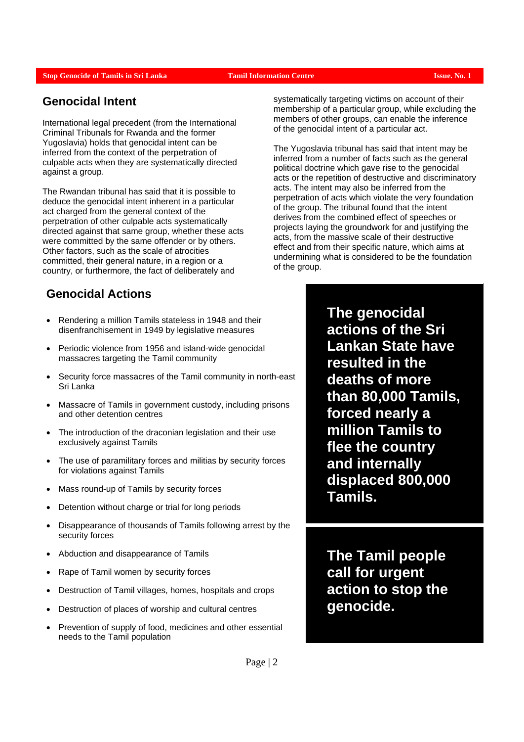## Genocidal Intent

International legal precedent (from the International Criminal Tribunals for Rwanda and the former Yugoslavia) holds that genocidal intent can be inferred from the context of the perpetration of culpable acts when they are systematically directed against a group.

The Rwandan tribunal has said that it is possible to deduce the genocidal intent inherent in a particular act charged from the general context of the perpetration of other culpable acts systematically directed against that same group, whether these acts were committed by the same offender or by others. Other factors, such as the scale of atrocities committed, their general nature, in a region or a country, or furthermore, the fact of deliberately and systematically targeting victims on account of their membership of a particular group, while excluding the members of other groups, can enable the inference of the genocidal intent of a particular act.

The Yugoslavia tribunal has said that intent may be inferred from a number of facts such as the general political doctrine which gave rise to the genocidal acts or the repetition of destructive and discriminatory acts. The intent may also be inferred from the perpetration of acts which violate the very foundation of the group. The tribunal found that the intent derives from the combined effect of speeches or projects laying the groundwork for and justifying the acts, from the massive scale of their destructive effect and from their specific nature, which aims at undermining what is considered to be the foundation of the group.

## Genocidal Actions

- Rendering a million Tamils stateless in 1948 and their disenfranchisement in 1949 by legislative measures
- Periodic violence from 1956 and island-wide genocidal massacres targeting the Tamil community
- Security force massacres of the Tamil community in north-east Sri Lanka
- Massacre of Tamils in government custody, including prisons and other detention centres
- The introduction of the draconian legislation and their use exclusively against Tamils
- The use of paramilitary forces and militias by security forces for violations against Tamils
- Mass round-up of Tamils by security forces
- Detention without charge or trial for long periods
- Disappearance of thousands of Tamils following arrest by the security forces
- Abduction and disappearance of Tamils
- Rape of Tamil women by security forces
- Destruction of Tamil villages, homes, hospitals and crops
- Destruction of places of worship and cultural centres
- Prevention of supply of food, medicines and other essential needs to the Tamil population

**The genocidal actions of the Sri Lankan State have resulted in the deaths of more than 80,000 Tamils, forced nearly a million Tamils to flee the country and internally displaced 800,000 Tamils.**

**The Tamil people call for urgent action to stop the genocide.**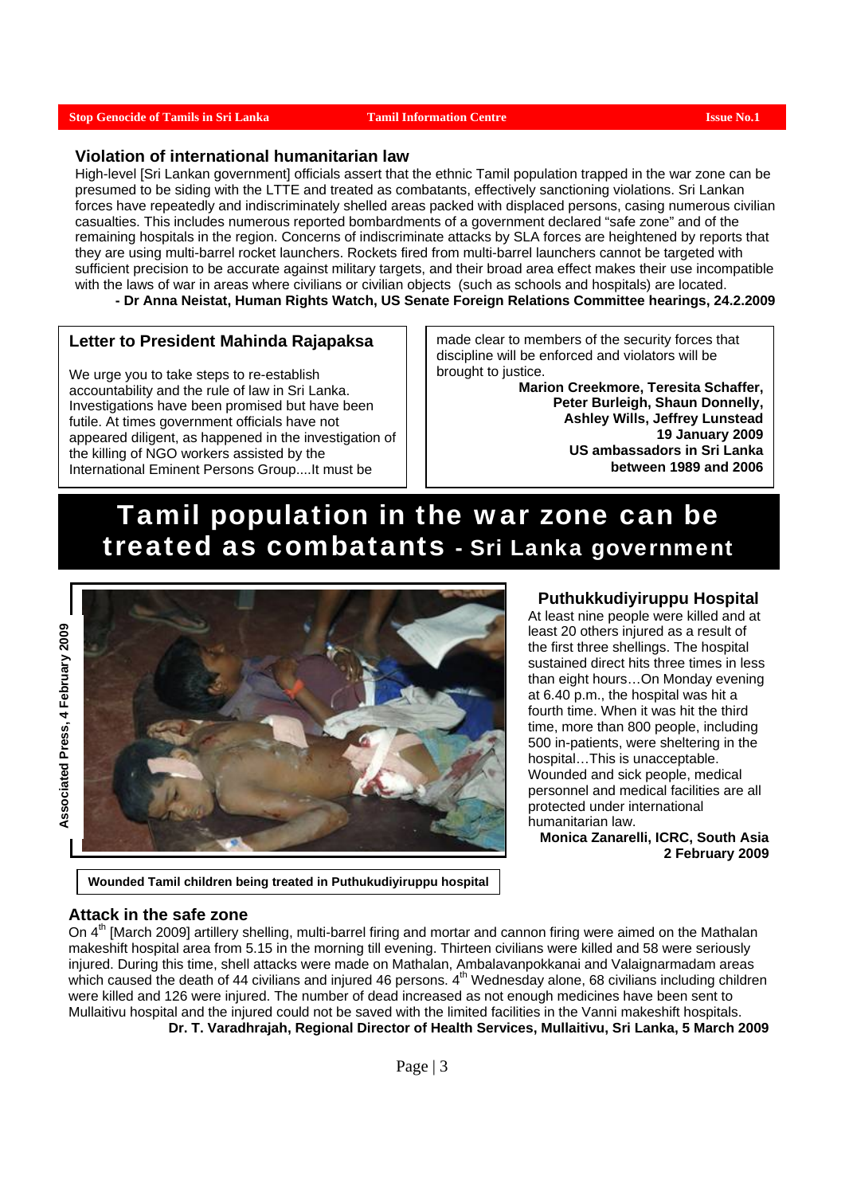## Violation of international humanitarian law

High-level [Sri Lankan government] officials assert that the ethnic Tamil population trapped in the war zone can be presumed to be siding with the LTTE and treated as combatants, effectively sanctioning violations. Sri Lankan forces have repeatedly and indiscriminately shelled areas packed with displaced persons, casing numerous civilian casualties. This includes numerous reported bombardments of a government declared "safe zone" and of the remaining hospitals in the region. Concerns of indiscriminate attacks by SLA forces are heightened by reports that they are using multi-barrel rocket launchers. Rockets fired from multi-barrel launchers cannot be targeted with sufficient precision to be accurate against military targets, and their broad area effect makes their use incompatible with the laws of war in areas where civilians or civilian objects (such as schools and hospitals) are located.

**- Dr Anna Neistat, Human Rights Watch, US Senate Foreign Relations Committee hearings, 24.2.2009**

### Letter to President Mahinda Rajapaksa

We urge you to take steps to re-establish accountability and the rule of law in Sri Lanka. Investigations have been promised but have been futile. At times government officials have not appeared diligent, as happened in the investigation of the killing of NGO workers assisted by the International Eminent Persons Group....It must be made clear to members of the security forces that discipline will be enforced and violators will be brought to justice.

**Marion Creekmore, Teresita Schaffer, Peter Burleigh, Shaun Donnelly, Ashley Wills, Jeffrey Lunstead**
**19 January 2009**
**US ambassadors in Sri Lanka between 1989 and 2006**

# Tamil population in the war zone can be treated as combatants - Sri Lanka government

Associated Press, 4 February 2009

**Wounded Tamil children being treated in Puthukudiyiruppu hospital**

### Puthukkudiyiruppu Hospital

At least nine people were killed and at least 20 others injured as a result of the first three shellings. The hospital sustained direct hits three times in less than eight hours…On Monday evening at 6.40 p.m., the hospital was hit a fourth time. When it was hit the third time, more than 800 people, including 500 in-patients, were sheltering in the hospital…This is unacceptable. Wounded and sick people, medical personnel and medical facilities are all protected under international humanitarian law.

**Monica Zanarelli, ICRC, South Asia**
**2 February 2009**

### Attack in the safe zone

On 4th [March 2009] artillery shelling, multi-barrel firing and mortar and cannon firing were aimed on the Mathalan makeshift hospital area from 5.15 in the morning till evening. Thirteen civilians were killed and 58 were seriously injured. During this time, shell attacks were made on Mathalan, Ambalavanpokkanai and Valaignarmadam areas which caused the death of 44 civilians and injured 46 persons. 4th Wednesday alone, 68 civilians including children were killed and 126 were injured. The number of dead increased as not enough medicines have been sent to Mullaitivu hospital and the injured could not be saved with the limited facilities in the Vanni makeshift hospitals.

**Dr. T. Varadhrajah, Regional Director of Health Services, Mullaitivu, Sri Lanka, 5 March 2009**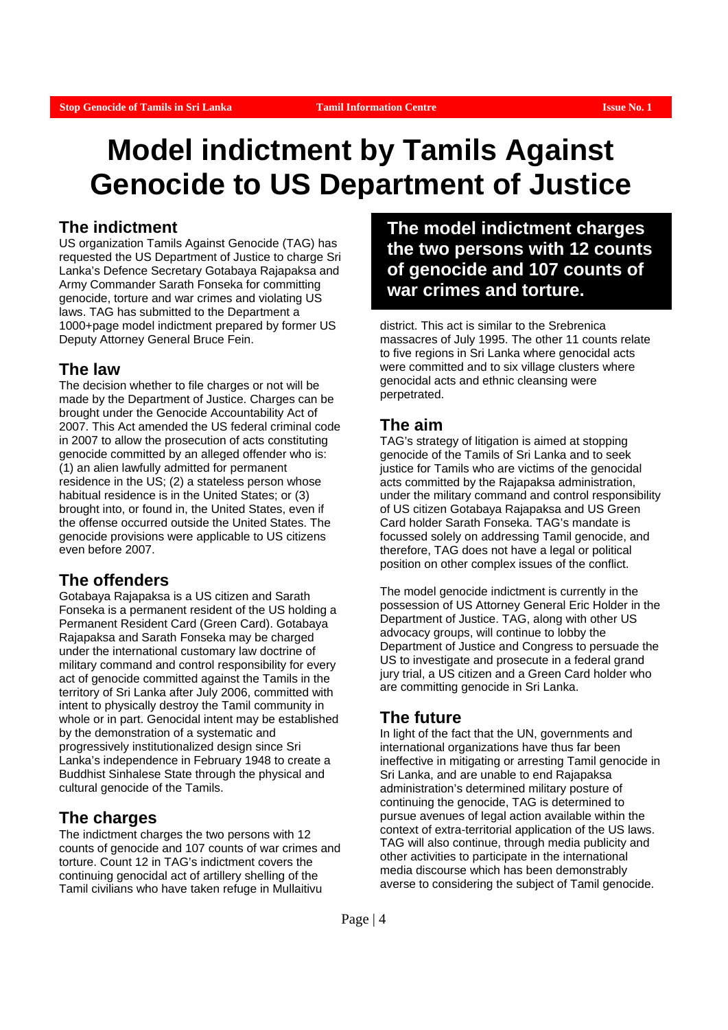# Model indictment by Tamils Against Genocide to US Department of Justice

## The indictment

US organization Tamils Against Genocide (TAG) has requested the US Department of Justice to charge Sri Lanka's Defence Secretary Gotabaya Rajapaksa and Army Commander Sarath Fonseka for committing genocide, torture and war crimes and violating US laws. TAG has submitted to the Department a 1000+page model indictment prepared by former US Deputy Attorney General Bruce Fein.

## The law

The decision whether to file charges or not will be made by the Department of Justice. Charges can be brought under the Genocide Accountability Act of 2007. This Act amended the US federal criminal code in 2007 to allow the prosecution of acts constituting genocide committed by an alleged offender who is: (1) an alien lawfully admitted for permanent residence in the US; (2) a stateless person whose habitual residence is in the United States; or (3) brought into, or found in, the United States, even if the offense occurred outside the United States. The genocide provisions were applicable to US citizens even before 2007.

## The offenders

Gotabaya Rajapaksa is a US citizen and Sarath Fonseka is a permanent resident of the US holding a Permanent Resident Card (Green Card). Gotabaya Rajapaksa and Sarath Fonseka may be charged under the international customary law doctrine of military command and control responsibility for every act of genocide committed against the Tamils in the territory of Sri Lanka after July 2006, committed with intent to physically destroy the Tamil community in whole or in part. Genocidal intent may be established by the demonstration of a systematic and progressively institutionalized design since Sri Lanka's independence in February 1948 to create a Buddhist Sinhalese State through the physical and cultural genocide of the Tamils.

## The charges

The indictment charges the two persons with 12 counts of genocide and 107 counts of war crimes and torture. Count 12 in TAG's indictment covers the continuing genocidal act of artillery shelling of the Tamil civilians who have taken refuge in Mullaitivu district. This act is similar to the Srebrenica massacres of July 1995. The other 11 counts relate to five regions in Sri Lanka where genocidal acts were committed and to six village clusters where genocidal acts and ethnic cleansing were perpetrated.

**The model indictment charges the two persons with 12 counts of genocide and 107 counts of war crimes and torture.**

## The aim

TAG's strategy of litigation is aimed at stopping genocide of the Tamils of Sri Lanka and to seek justice for Tamils who are victims of the genocidal acts committed by the Rajapaksa administration, under the military command and control responsibility of US citizen Gotabaya Rajapaksa and US Green Card holder Sarath Fonseka. TAG's mandate is focussed solely on addressing Tamil genocide, and therefore, TAG does not have a legal or political position on other complex issues of the conflict.

The model genocide indictment is currently in the possession of US Attorney General Eric Holder in the Department of Justice. TAG, along with other US advocacy groups, will continue to lobby the Department of Justice and Congress to persuade the US to investigate and prosecute in a federal grand jury trial, a US citizen and a Green Card holder who are committing genocide in Sri Lanka.

## The future

In light of the fact that the UN, governments and international organizations have thus far been ineffective in mitigating or arresting Tamil genocide in Sri Lanka, and are unable to end Rajapaksa administration's determined military posture of continuing the genocide, TAG is determined to pursue avenues of legal action available within the context of extra-territorial application of the US laws. TAG will also continue, through media publicity and other activities to participate in the international media discourse which has been demonstrably averse to considering the subject of Tamil genocide.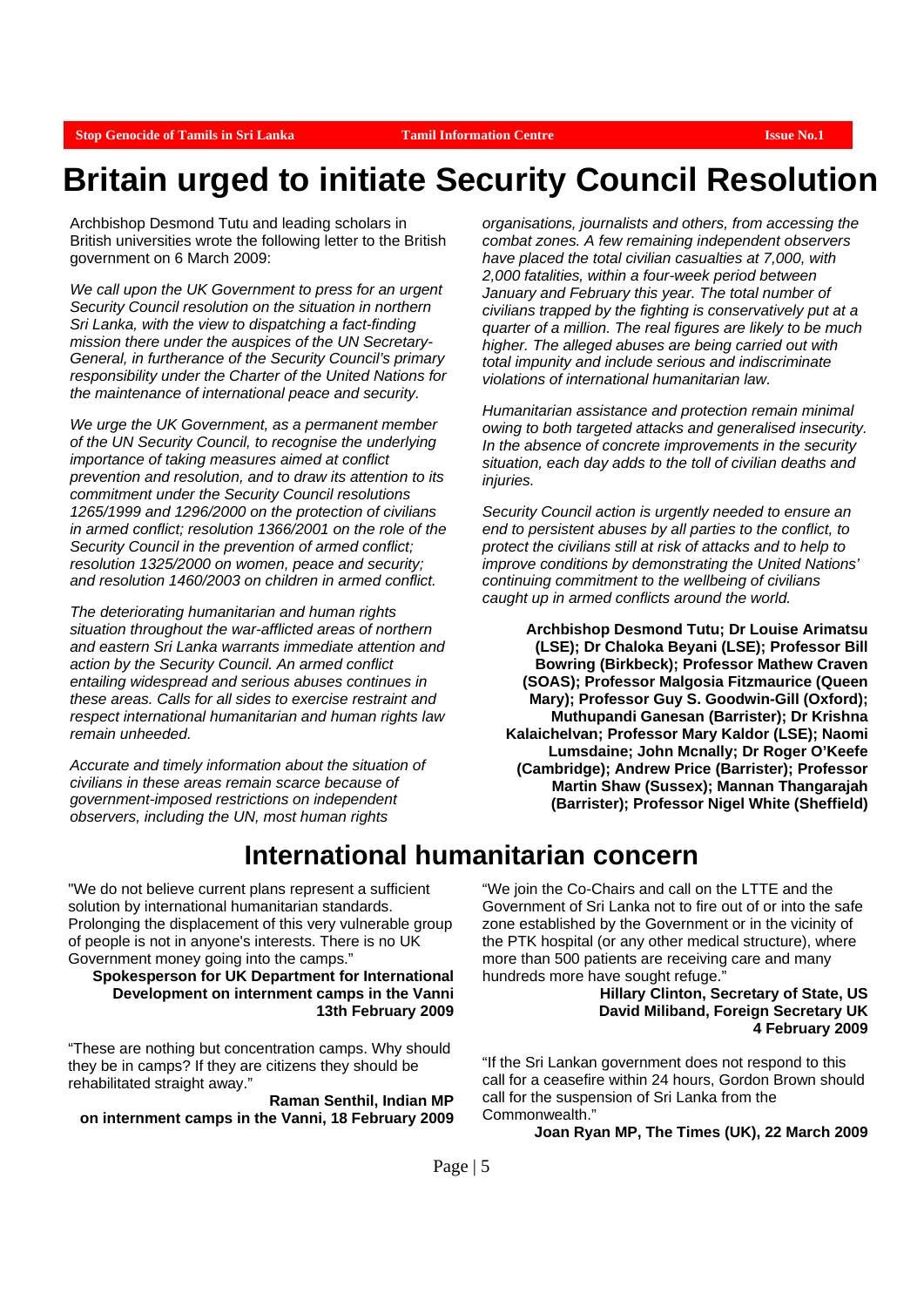# Britain urged to initiate Security Council Resolution

Archbishop Desmond Tutu and leading scholars in British universities wrote the following letter to the British government on 6 March 2009:

*We call upon the UK Government to press for an urgent Security Council resolution on the situation in northern Sri Lanka, with the view to dispatching a fact-finding mission there under the auspices of the UN Secretary-General, in furtherance of the Security Council's primary responsibility under the Charter of the United Nations for the maintenance of international peace and security.*

*We urge the UK Government, as a permanent member of the UN Security Council, to recognise the underlying importance of taking measures aimed at conflict prevention and resolution, and to draw its attention to its commitment under the Security Council resolutions 1265/1999 and 1296/2000 on the protection of civilians in armed conflict; resolution 1366/2001 on the role of the Security Council in the prevention of armed conflict; resolution 1325/2000 on women, peace and security; and resolution 1460/2003 on children in armed conflict.*

*The deteriorating humanitarian and human rights situation throughout the war-afflicted areas of northern and eastern Sri Lanka warrants immediate attention and action by the Security Council. An armed conflict entailing widespread and serious abuses continues in these areas. Calls for all sides to exercise restraint and respect international humanitarian and human rights law remain unheeded.*

*Accurate and timely information about the situation of civilians in these areas remain scarce because of government-imposed restrictions on independent observers, including the UN, most human rights organisations, journalists and others, from accessing the combat zones. A few remaining independent observers have placed the total civilian casualties at 7,000, with 2,000 fatalities, within a four-week period between January and February this year. The total number of civilians trapped by the fighting is conservatively put at a quarter of a million. The real figures are likely to be much higher. The alleged abuses are being carried out with total impunity and include serious and indiscriminate violations of international humanitarian law.*

*Humanitarian assistance and protection remain minimal owing to both targeted attacks and generalised insecurity. In the absence of concrete improvements in the security situation, each day adds to the toll of civilian deaths and injuries.*

*Security Council action is urgently needed to ensure an end to persistent abuses by all parties to the conflict, to protect the civilians still at risk of attacks and to help to improve conditions by demonstrating the United Nations' continuing commitment to the wellbeing of civilians caught up in armed conflicts around the world.*

**Archbishop Desmond Tutu; Dr Louise Arimatsu (LSE); Dr Chaloka Beyani (LSE); Professor Bill Bowring (Birkbeck); Professor Mathew Craven (SOAS); Professor Malgosia Fitzmaurice (Queen Mary); Professor Guy S. Goodwin-Gill (Oxford); Muthupandi Ganesan (Barrister); Dr Krishna Kalaichelvan; Professor Mary Kaldor (LSE); Naomi Lumsdaine; John Mcnally; Dr Roger O'Keefe (Cambridge); Andrew Price (Barrister); Professor Martin Shaw (Sussex); Mannan Thangarajah (Barrister); Professor Nigel White (Sheffield)**

## International humanitarian concern

"We do not believe current plans represent a sufficient solution by international humanitarian standards. Prolonging the displacement of this very vulnerable group of people is not in anyone's interests. There is no UK Government money going into the camps."

**Spokesperson for UK Department for International Development on internment camps in the Vanni 13th February 2009**

"These are nothing but concentration camps. Why should they be in camps? If they are citizens they should be rehabilitated straight away."

**Raman Senthil, Indian MP on internment camps in the Vanni, 18 February 2009**

"We join the Co-Chairs and call on the LTTE and the Government of Sri Lanka not to fire out of or into the safe zone established by the Government or in the vicinity of the PTK hospital (or any other medical structure), where more than 500 patients are receiving care and many hundreds more have sought refuge."

**Hillary Clinton, Secretary of State, US David Miliband, Foreign Secretary UK 4 February 2009**

"If the Sri Lankan government does not respond to this call for a ceasefire within 24 hours, Gordon Brown should call for the suspension of Sri Lanka from the Commonwealth."

**Joan Ryan MP, The Times (UK), 22 March 2009**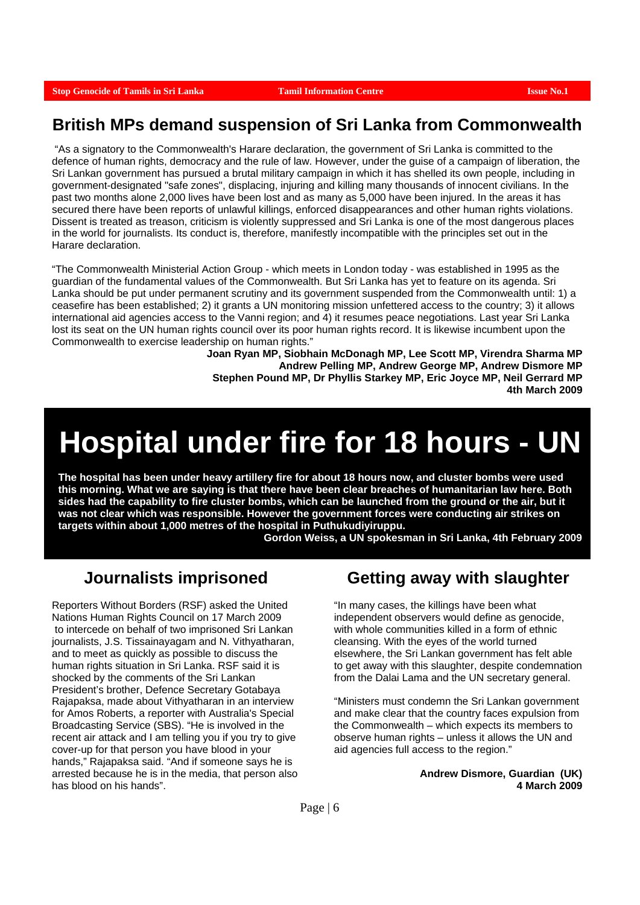## British MPs demand suspension of Sri Lanka from Commonwealth

"As a signatory to the Commonwealth's Harare declaration, the government of Sri Lanka is committed to the defence of human rights, democracy and the rule of law. However, under the guise of a campaign of liberation, the Sri Lankan government has pursued a brutal military campaign in which it has shelled its own people, including in government-designated "safe zones", displacing, injuring and killing many thousands of innocent civilians. In the past two months alone 2,000 lives have been lost and as many as 5,000 have been injured. In the areas it has secured there have been reports of unlawful killings, enforced disappearances and other human rights violations. Dissent is treated as treason, criticism is violently suppressed and Sri Lanka is one of the most dangerous places in the world for journalists. Its conduct is, therefore, manifestly incompatible with the principles set out in the Harare declaration.

"The Commonwealth Ministerial Action Group - which meets in London today - was established in 1995 as the guardian of the fundamental values of the Commonwealth. But Sri Lanka has yet to feature on its agenda. Sri Lanka should be put under permanent scrutiny and its government suspended from the Commonwealth until: 1) a ceasefire has been established; 2) it grants a UN monitoring mission unfettered access to the country; 3) it allows international aid agencies access to the Vanni region; and 4) it resumes peace negotiations. Last year Sri Lanka lost its seat on the UN human rights council over its poor human rights record. It is likewise incumbent upon the Commonwealth to exercise leadership on human rights."

**Joan Ryan MP, Siobhain McDonagh MP, Lee Scott MP, Virendra Sharma MP**
**Andrew Pelling MP, Andrew George MP, Andrew Dismore MP**
**Stephen Pound MP, Dr Phyllis Starkey MP, Eric Joyce MP, Neil Gerrard MP**
**4th March 2009**

# Hospital under fire for 18 hours - UN

**The hospital has been under heavy artillery fire for about 18 hours now, and cluster bombs were used this morning. What we are saying is that there have been clear breaches of humanitarian law here. Both sides had the capability to fire cluster bombs, which can be launched from the ground or the air, but it was not clear which was responsible. However the government forces were conducting air strikes on targets within about 1,000 metres of the hospital in Puthukudiyiruppu.**

**Gordon Weiss, a UN spokesman in Sri Lanka, 4th February 2009**

## Journalists imprisoned

Reporters Without Borders (RSF) asked the United Nations Human Rights Council on 17 March 2009 to intercede on behalf of two imprisoned Sri Lankan journalists, J.S. Tissainayagam and N. Vithyatharan, and to meet as quickly as possible to discuss the human rights situation in Sri Lanka. RSF said it is shocked by the comments of the Sri Lankan President's brother, Defence Secretary Gotabaya Rajapaksa, made about Vithyatharan in an interview for Amos Roberts, a reporter with Australia's Special Broadcasting Service (SBS). "He is involved in the recent air attack and I am telling you if you try to give cover-up for that person you have blood in your hands," Rajapaksa said. "And if someone says he is arrested because he is in the media, that person also has blood on his hands".

## Getting away with slaughter

"In many cases, the killings have been what independent observers would define as genocide, with whole communities killed in a form of ethnic cleansing. With the eyes of the world turned elsewhere, the Sri Lankan government has felt able to get away with this slaughter, despite condemnation from the Dalai Lama and the UN secretary general.

"Ministers must condemn the Sri Lankan government and make clear that the country faces expulsion from the Commonwealth – which expects its members to observe human rights – unless it allows the UN and aid agencies full access to the region."

**Andrew Dismore, Guardian (UK)**
**4 March 2009**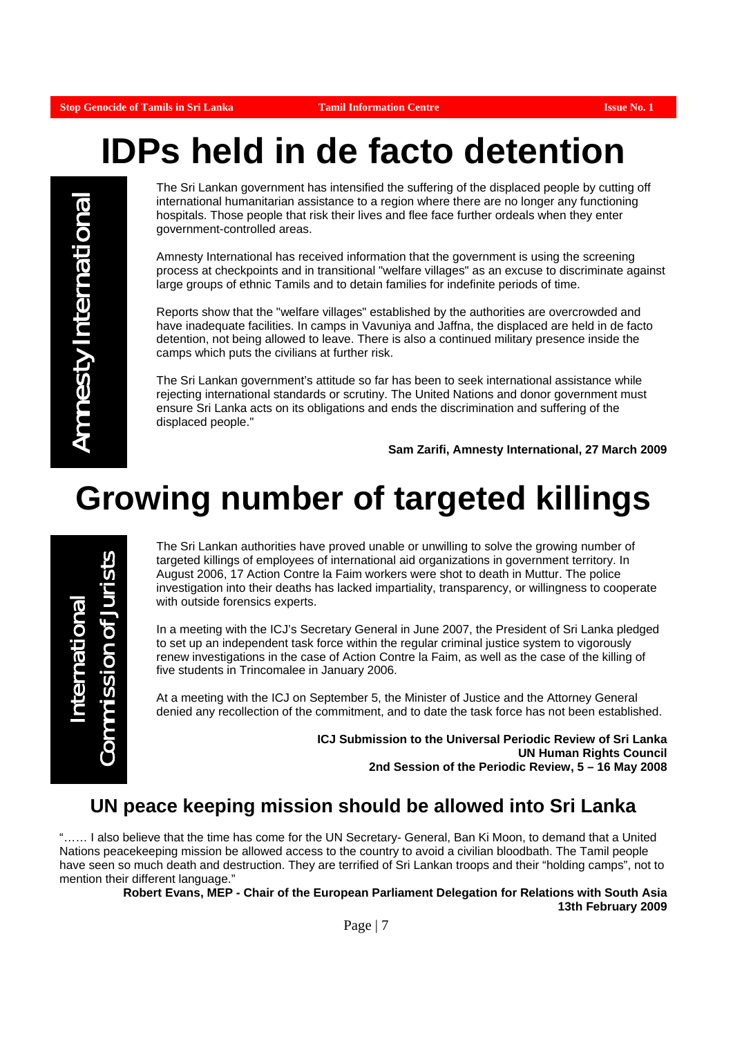# IDPs held in de facto detention

**Amnesty International**

The Sri Lankan government has intensified the suffering of the displaced people by cutting off international humanitarian assistance to a region where there are no longer any functioning hospitals. Those people that risk their lives and flee face further ordeals when they enter government-controlled areas.

Amnesty International has received information that the government is using the screening process at checkpoints and in transitional "welfare villages" as an excuse to discriminate against large groups of ethnic Tamils and to detain families for indefinite periods of time.

Reports show that the "welfare villages" established by the authorities are overcrowded and have inadequate facilities. In camps in Vavuniya and Jaffna, the displaced are held in de facto detention, not being allowed to leave. There is also a continued military presence inside the camps which puts the civilians at further risk.

The Sri Lankan government's attitude so far has been to seek international assistance while rejecting international standards or scrutiny. The United Nations and donor government must ensure Sri Lanka acts on its obligations and ends the discrimination and suffering of the displaced people."

**Sam Zarifi, Amnesty International, 27 March 2009**

# Growing number of targeted killings

**International Commission of Jurists**

The Sri Lankan authorities have proved unable or unwilling to solve the growing number of targeted killings of employees of international aid organizations in government territory. In August 2006, 17 Action Contre la Faim workers were shot to death in Muttur. The police investigation into their deaths has lacked impartiality, transparency, or willingness to cooperate with outside forensics experts.

In a meeting with the ICJ's Secretary General in June 2007, the President of Sri Lanka pledged to set up an independent task force within the regular criminal justice system to vigorously renew investigations in the case of Action Contre la Faim, as well as the case of the killing of five students in Trincomalee in January 2006.

At a meeting with the ICJ on September 5, the Minister of Justice and the Attorney General denied any recollection of the commitment, and to date the task force has not been established.

**ICJ Submission to the Universal Periodic Review of Sri Lanka**
**UN Human Rights Council**
**2nd Session of the Periodic Review, 5 – 16 May 2008**

## UN peace keeping mission should be allowed into Sri Lanka

"…… I also believe that the time has come for the UN Secretary- General, Ban Ki Moon, to demand that a United Nations peacekeeping mission be allowed access to the country to avoid a civilian bloodbath. The Tamil people have seen so much death and destruction. They are terrified of Sri Lankan troops and their "holding camps", not to mention their different language."

**Robert Evans, MEP - Chair of the European Parliament Delegation for Relations with South Asia**
**13th February 2009**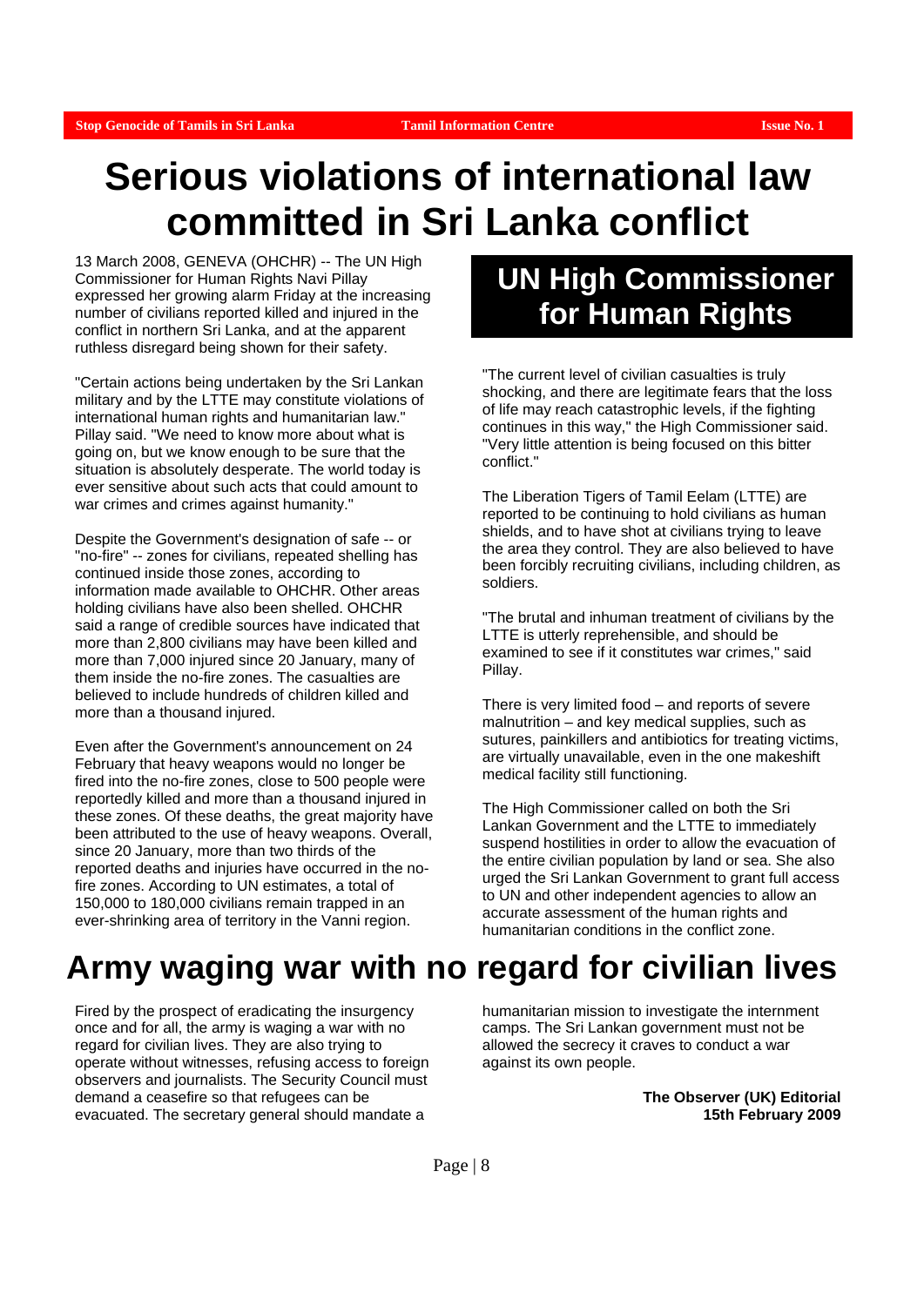# Serious violations of international law committed in Sri Lanka conflict

13 March 2008, GENEVA (OHCHR) -- The UN High Commissioner for Human Rights Navi Pillay expressed her growing alarm Friday at the increasing number of civilians reported killed and injured in the conflict in northern Sri Lanka, and at the apparent ruthless disregard being shown for their safety.

"Certain actions being undertaken by the Sri Lankan military and by the LTTE may constitute violations of international human rights and humanitarian law." Pillay said. "We need to know more about what is going on, but we know enough to be sure that the situation is absolutely desperate. The world today is ever sensitive about such acts that could amount to war crimes and crimes against humanity."

Despite the Government's designation of safe -- or "no-fire" -- zones for civilians, repeated shelling has continued inside those zones, according to information made available to OHCHR. Other areas holding civilians have also been shelled. OHCHR said a range of credible sources have indicated that more than 2,800 civilians may have been killed and more than 7,000 injured since 20 January, many of them inside the no-fire zones. The casualties are believed to include hundreds of children killed and more than a thousand injured.

Even after the Government's announcement on 24 February that heavy weapons would no longer be fired into the no-fire zones, close to 500 people were reportedly killed and more than a thousand injured in these zones. Of these deaths, the great majority have been attributed to the use of heavy weapons. Overall, since 20 January, more than two thirds of the reported deaths and injuries have occurred in the no-fire zones. According to UN estimates, a total of 150,000 to 180,000 civilians remain trapped in an ever-shrinking area of territory in the Vanni region.

## UN High Commissioner for Human Rights

"The current level of civilian casualties is truly shocking, and there are legitimate fears that the loss of life may reach catastrophic levels, if the fighting continues in this way," the High Commissioner said. "Very little attention is being focused on this bitter conflict."

The Liberation Tigers of Tamil Eelam (LTTE) are reported to be continuing to hold civilians as human shields, and to have shot at civilians trying to leave the area they control. They are also believed to have been forcibly recruiting civilians, including children, as soldiers.

"The brutal and inhuman treatment of civilians by the LTTE is utterly reprehensible, and should be examined to see if it constitutes war crimes," said Pillay.

There is very limited food – and reports of severe malnutrition – and key medical supplies, such as sutures, painkillers and antibiotics for treating victims, are virtually unavailable, even in the one makeshift medical facility still functioning.

The High Commissioner called on both the Sri Lankan Government and the LTTE to immediately suspend hostilities in order to allow the evacuation of the entire civilian population by land or sea. She also urged the Sri Lankan Government to grant full access to UN and other independent agencies to allow an accurate assessment of the human rights and humanitarian conditions in the conflict zone.

# Army waging war with no regard for civilian lives

Fired by the prospect of eradicating the insurgency once and for all, the army is waging a war with no regard for civilian lives. They are also trying to operate without witnesses, refusing access to foreign observers and journalists. The Security Council must demand a ceasefire so that refugees can be evacuated. The secretary general should mandate a humanitarian mission to investigate the internment camps. The Sri Lankan government must not be allowed the secrecy it craves to conduct a war against its own people.

**The Observer (UK) Editorial**
**15th February 2009**